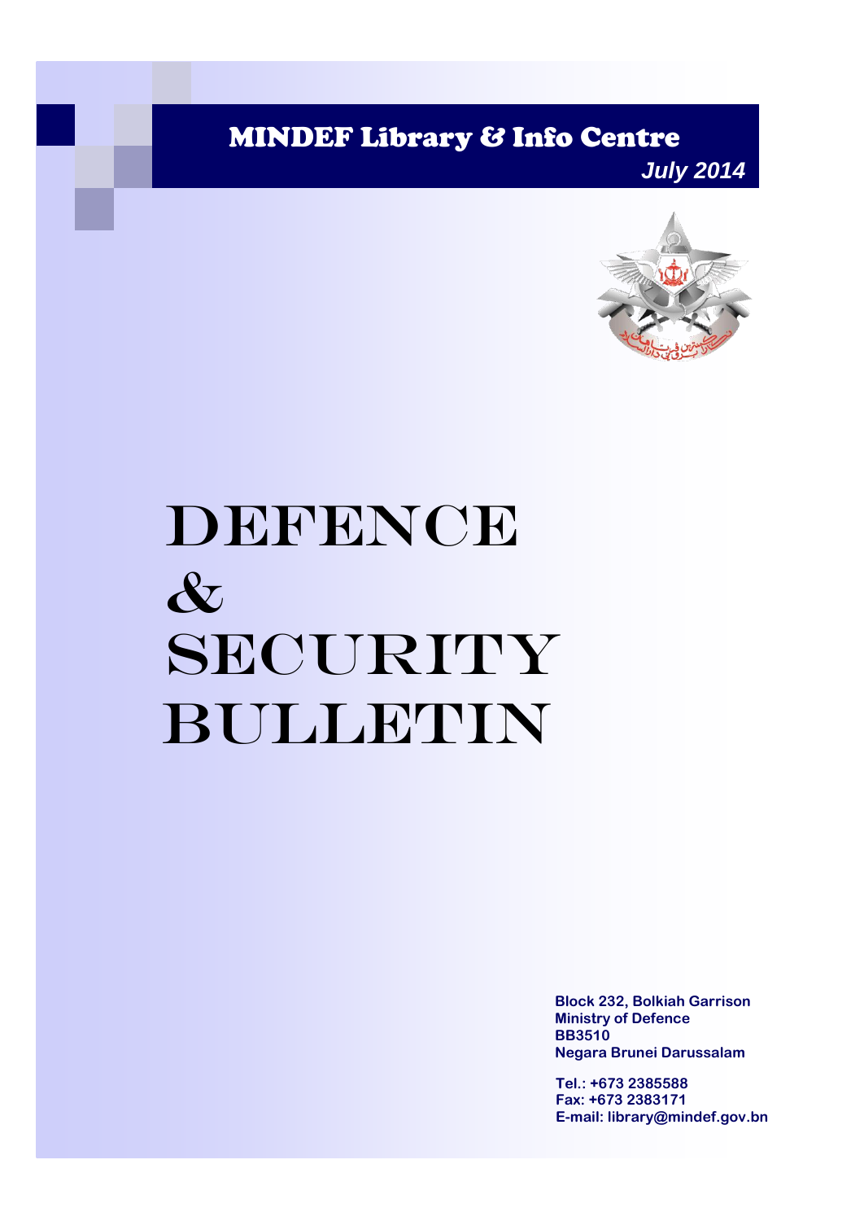MINDEF Library & Info Centre

*July 2014*

# DEFENCE & SECURITY BULLETIN

**Block 232, Bolkiah Garrison**
**Ministry of Defence**
**BB3510**
**Negara Brunei Darussalam**

**Tel.: +673 2385588**
**Fax: +673 2383171**
**E-mail: library@mindef.gov.bn**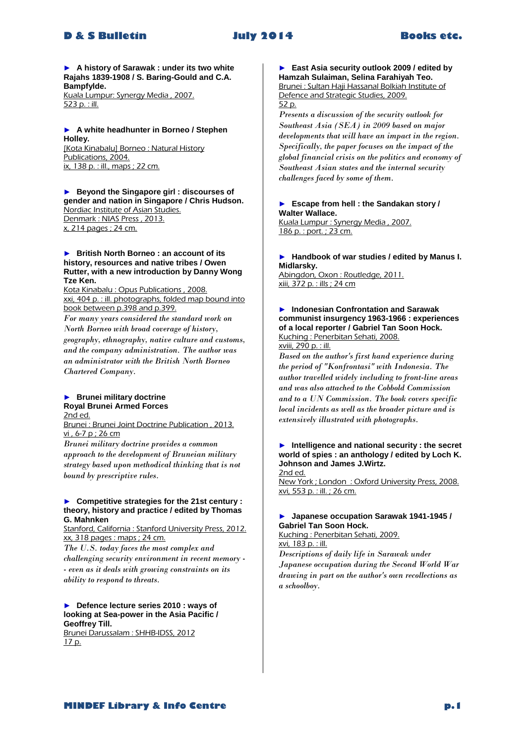► **A history of Sarawak : under its two white Rajahs 1839-1908 / S. Baring-Gould and C.A. Bampfylde.**
Kuala Lumpur: Synergy Media , 2007.
523 p. : ill.

► **A white headhunter in Borneo / Stephen Holley.**
[Kota Kinabalu] Borneo : Natural History Publications, 2004.
ix, 138 p. : ill., maps ; 22 cm.

► **Beyond the Singapore girl : discourses of gender and nation in Singapore / Chris Hudson.**
Nordiac Institute of Asian Studies.
Denmark : NIAS Press , 2013.
x, 214 pages ; 24 cm.

► **British North Borneo : an account of its history, resources and native tribes / Owen Rutter, with a new introduction by Danny Wong Tze Ken.**
Kota Kinabalu : Opus Publications , 2008.
xxi, 404 p. : ill. photographs, folded map bound into book between p.398 and p.399.
*For many years considered the standard work on North Borneo with broad coverage of history, geography, ethnography, native culture and customs, and the company administration. The author was an administrator with the British North Borneo Chartered Company.*

► **Brunei military doctrine**
**Royal Brunei Armed Forces**
2nd ed.
Brunei : Brunei Joint Doctrine Publication , 2013.
vi , 6-7 p ; 26 cm
*Brunei military doctrine provides a common approach to the development of Bruneian military strategy based upon methodical thinking that is not bound by prescriptive rules.*

► **Competitive strategies for the 21st century : theory, history and practice / edited by Thomas G. Mahnken**
Stanford, California : Stanford University Press, 2012.
xx, 318 pages : maps ; 24 cm.
*The U.S. today faces the most complex and challenging security environment in recent memory -- even as it deals with growing constraints on its ability to respond to threats.*

► **Defence lecture series 2010 : ways of looking at Sea-power in the Asia Pacific / Geoffrey Till.**
Brunei Darussalam : SHHB-IDSS, 2012
17 p.

► **East Asia security outlook 2009 / edited by Hamzah Sulaiman, Selina Farahiyah Teo.**
Brunei : Sultan Haji Hassanal Bolkiah Institute of Defence and Strategic Studies, 2009.
52 p.
*Presents a discussion of the security outlook for Southeast Asia (SEA) in 2009 based on major developments that will have an impact in the region. Specifically, the paper focuses on the impact of the global financial crisis on the politics and economy of Southeast Asian states and the internal security challenges faced by some of them.*

► **Escape from hell : the Sandakan story / Walter Wallace.**
Kuala Lumpur : Synergy Media , 2007.
186 p. : port. ; 23 cm.

► **Handbook of war studies / edited by Manus I. Midlarsky.**
Abingdon, Oxon : Routledge, 2011.
xiii, 372 p. : ills ; 24 cm

► **Indonesian Confrontation and Sarawak communist insurgency 1963-1966 : experiences of a local reporter / Gabriel Tan Soon Hock.**
Kuching : Penerbitan Sehati, 2008.
xviii, 290 p. : ill.
*Based on the author's first hand experience during the period of "Konfrontasi" with Indonesia. The author travelled widely including to front-line areas and was also attached to the Cobbold Commission and to a UN Commission. The book covers specific local incidents as well as the broader picture and is extensively illustrated with photographs.*

► **Intelligence and national security : the secret world of spies : an anthology / edited by Loch K. Johnson and James J.Wirtz.**
2nd ed.
New York ; London : Oxford University Press, 2008.
xvi, 553 p. : ill. ; 26 cm.

► **Japanese occupation Sarawak 1941-1945 / Gabriel Tan Soon Hock.**
Kuching : Penerbitan Sehati, 2009.
xvi, 183 p. : ill.
*Descriptions of daily life in Sarawak under Japanese occupation during the Second World War drawing in part on the author's own recollections as a schoolboy.*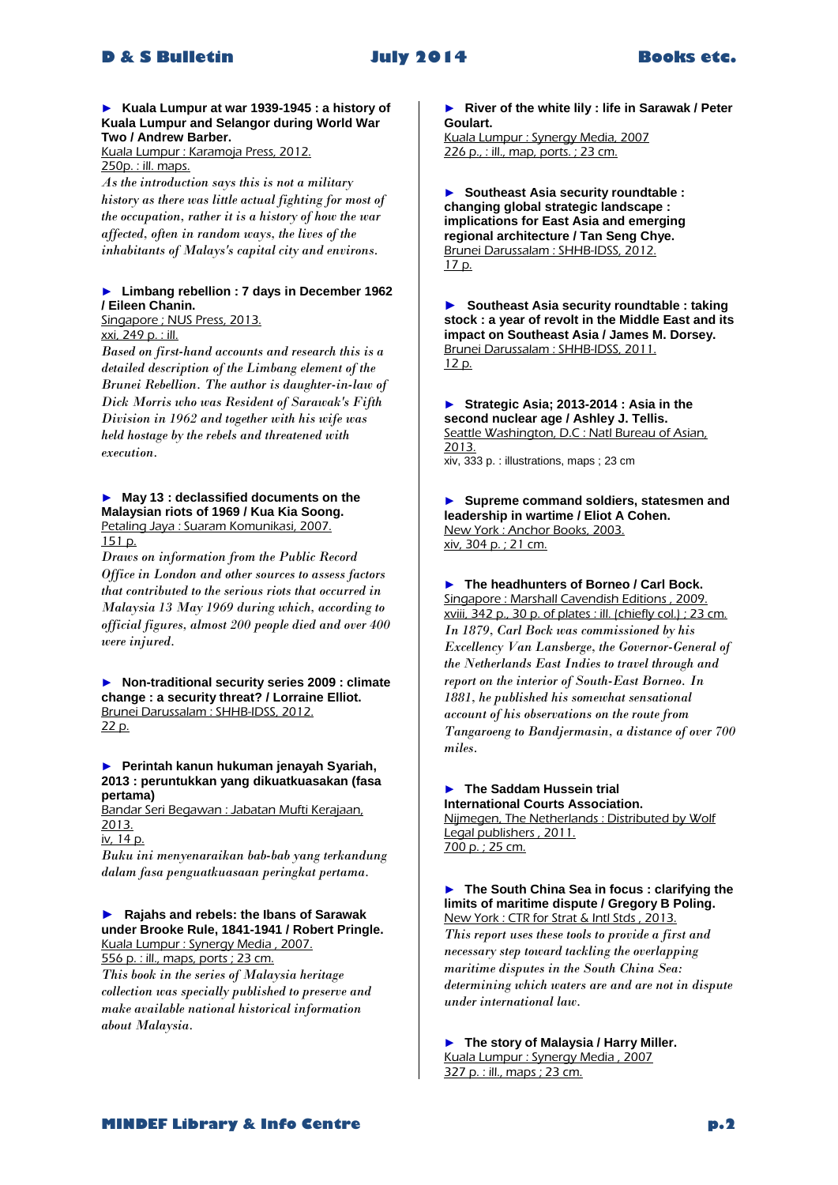► **Kuala Lumpur at war 1939-1945 : a history of Kuala Lumpur and Selangor during World War Two / Andrew Barber.**
Kuala Lumpur : Karamoja Press, 2012.
250p. : ill. maps.
*As the introduction says this is not a military history as there was little actual fighting for most of the occupation, rather it is a history of how the war affected, often in random ways, the lives of the inhabitants of Malays's capital city and environs.*

► **Limbang rebellion : 7 days in December 1962 / Eileen Chanin.**
Singapore ; NUS Press, 2013.
xxi, 249 p. : ill.
*Based on first-hand accounts and research this is a detailed description of the Limbang element of the Brunei Rebellion. The author is daughter-in-law of Dick Morris who was Resident of Sarawak's Fifth Division in 1962 and together with his wife was held hostage by the rebels and threatened with execution.*

► **May 13 : declassified documents on the Malaysian riots of 1969 / Kua Kia Soong.**
Petaling Jaya : Suaram Komunikasi, 2007.
151 p.
*Draws on information from the Public Record Office in London and other sources to assess factors that contributed to the serious riots that occurred in Malaysia 13 May 1969 during which, according to official figures, almost 200 people died and over 400 were injured.*

► **Non-traditional security series 2009 : climate change : a security threat? / Lorraine Elliot.**
Brunei Darussalam : SHHB-IDSS, 2012.
22 p.

► **Perintah kanun hukuman jenayah Syariah, 2013 : peruntukkan yang dikuatkuasakan (fasa pertama)**
Bandar Seri Begawan : Jabatan Mufti Kerajaan, 2013.
iv, 14 p.
*Buku ini menyenaraikan bab-bab yang terkandung dalam fasa penguatkuasaan peringkat pertama.*

► **Rajahs and rebels: the Ibans of Sarawak under Brooke Rule, 1841-1941 / Robert Pringle.**
Kuala Lumpur : Synergy Media , 2007.
556 p. : ill., maps, ports ; 23 cm.
*This book in the series of Malaysia heritage collection was specially published to preserve and make available national historical information about Malaysia.*

► **River of the white lily : life in Sarawak / Peter Goulart.**
Kuala Lumpur : Synergy Media, 2007
226 p., : ill., map, ports. ; 23 cm.

► **Southeast Asia security roundtable : changing global strategic landscape : implications for East Asia and emerging regional architecture / Tan Seng Chye.**
Brunei Darussalam : SHHB-IDSS, 2012.
17 p.

► **Southeast Asia security roundtable : taking stock : a year of revolt in the Middle East and its impact on Southeast Asia / James M. Dorsey.**
Brunei Darussalam : SHHB-IDSS, 2011.
12 p.

► **Strategic Asia; 2013-2014 : Asia in the second nuclear age / Ashley J. Tellis.**
Seattle Washington, D.C : Natl Bureau of Asian, 2013.
xiv, 333 p. : illustrations, maps ; 23 cm

► **Supreme command soldiers, statesmen and leadership in wartime / Eliot A Cohen.**
New York : Anchor Books, 2003.
xiv, 304 p. ; 21 cm.

► **The headhunters of Borneo / Carl Bock.**
Singapore : Marshall Cavendish Editions , 2009.
xviii, 342 p., 30 p. of plates : ill. (chiefly col.) ; 23 cm.
*In 1879, Carl Bock was commissioned by his Excellency Van Lansberge, the Governor-General of the Netherlands East Indies to travel through and report on the interior of South-East Borneo. In 1881, he published his somewhat sensational account of his observations on the route from Tangaroeng to Bandjermasin, a distance of over 700 miles.*

► **The Saddam Hussein trial**
**International Courts Association.**
Nijmegen, The Netherlands : Distributed by Wolf Legal publishers , 2011.
700 p. ; 25 cm.

► **The South China Sea in focus : clarifying the limits of maritime dispute / Gregory B Poling.**
New York : CTR for Strat & Intl Stds , 2013.
*This report uses these tools to provide a first and necessary step toward tackling the overlapping maritime disputes in the South China Sea: determining which waters are and are not in dispute under international law.*

► **The story of Malaysia / Harry Miller.**
Kuala Lumpur : Synergy Media , 2007
327 p. : ill., maps ; 23 cm.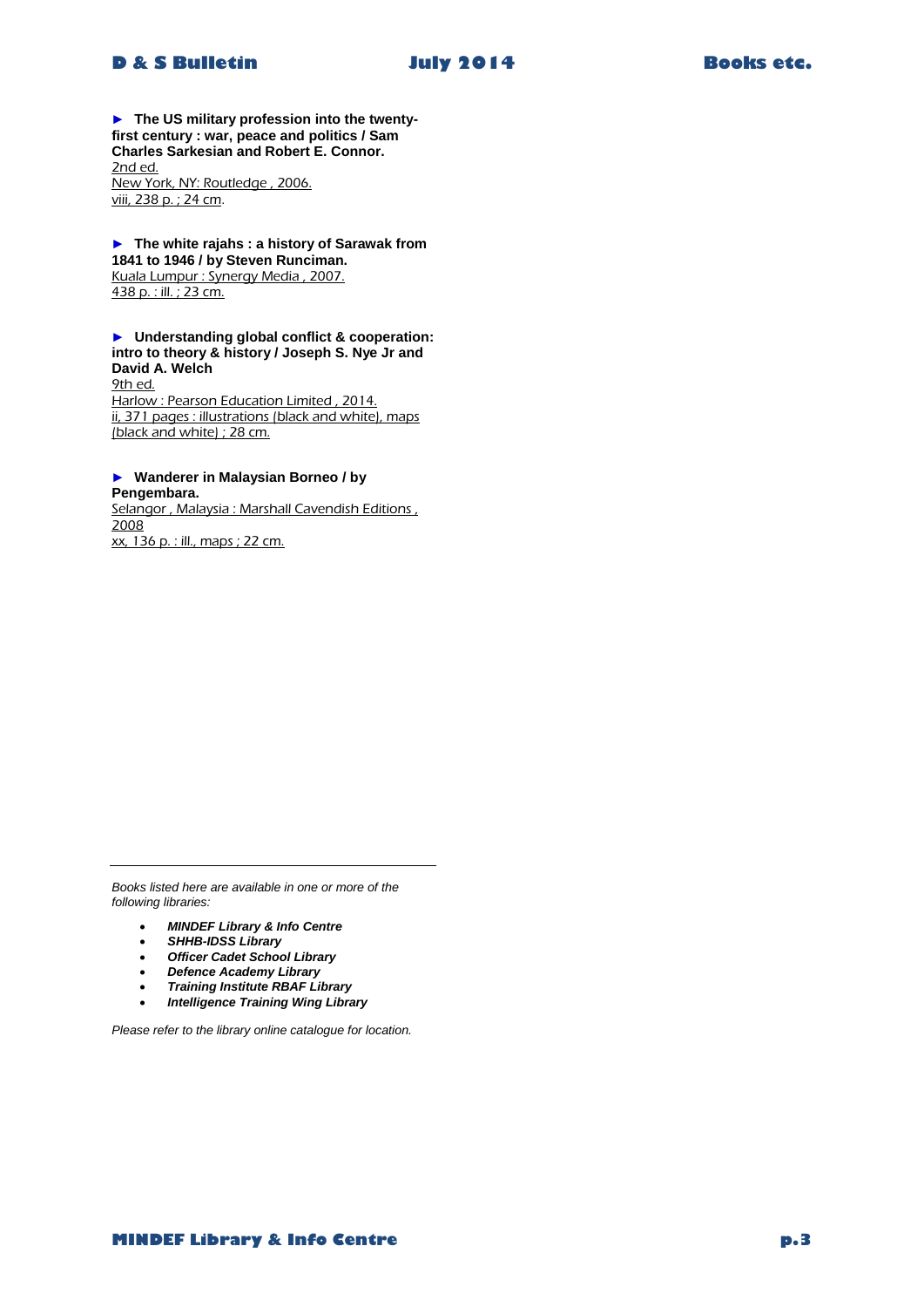► **The US military profession into the twenty-first century : war, peace and politics / Sam Charles Sarkesian and Robert E. Connor.**
2nd ed.
New York, NY: Routledge , 2006.
viii, 238 p. ; 24 cm.

► **The white rajahs : a history of Sarawak from 1841 to 1946 / by Steven Runciman.**
Kuala Lumpur : Synergy Media , 2007.
438 p. : ill. ; 23 cm.

► **Understanding global conflict & cooperation: intro to theory & history / Joseph S. Nye Jr and David A. Welch**
9th ed.
Harlow : Pearson Education Limited , 2014.
ii, 371 pages : illustrations (black and white), maps (black and white) ; 28 cm.

► **Wanderer in Malaysian Borneo / by Pengembara.**
Selangor , Malaysia : Marshall Cavendish Editions , 2008
xx, 136 p. : ill., maps ; 22 cm.

---

*Books listed here are available in one or more of the following libraries:*

- ***MINDEF Library & Info Centre***
- ***SHHB-IDSS Library***
- ***Officer Cadet School Library***
- ***Defence Academy Library***
- ***Training Institute RBAF Library***
- ***Intelligence Training Wing Library***

*Please refer to the library online catalogue for location.*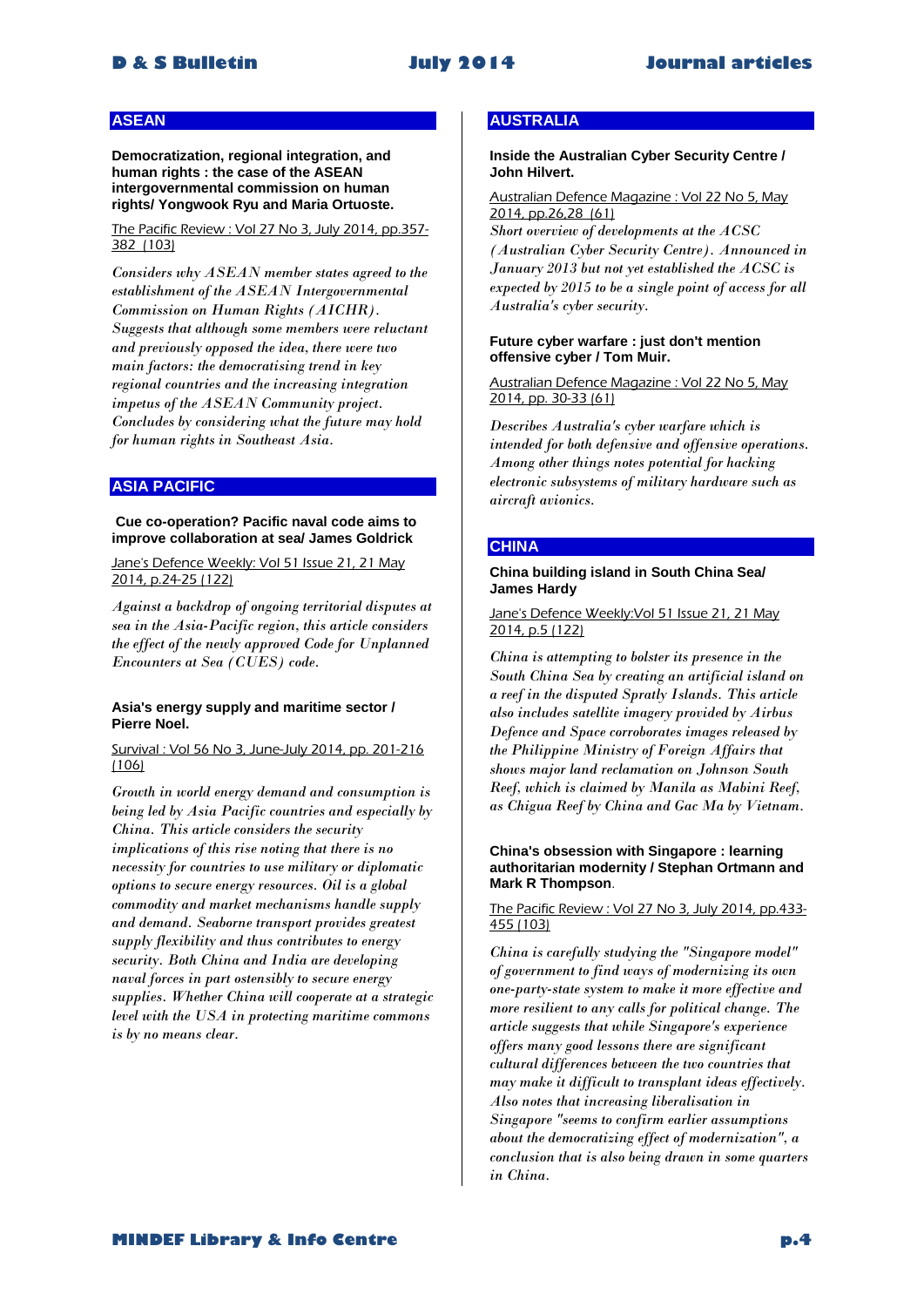## ASEAN

**Democratization, regional integration, and human rights : the case of the ASEAN intergovernmental commission on human rights/ Yongwook Ryu and Maria Ortuoste.**

The Pacific Review : Vol 27 No 3, July 2014, pp.357-382 (103)

*Considers why ASEAN member states agreed to the establishment of the ASEAN Intergovernmental Commission on Human Rights (AICHR). Suggests that although some members were reluctant and previously opposed the idea, there were two main factors: the democratising trend in key regional countries and the increasing integration impetus of the ASEAN Community project. Concludes by considering what the future may hold for human rights in Southeast Asia.*

## ASIA PACIFIC

**Cue co-operation? Pacific naval code aims to improve collaboration at sea/ James Goldrick**

Jane's Defence Weekly: Vol 51 Issue 21, 21 May 2014, p.24-25 (122)

*Against a backdrop of ongoing territorial disputes at sea in the Asia-Pacific region, this article considers the effect of the newly approved Code for Unplanned Encounters at Sea (CUES) code.*

**Asia's energy supply and maritime sector / Pierre Noel.**

Survival : Vol 56 No 3, June-July 2014, pp. 201-216 (106)

*Growth in world energy demand and consumption is being led by Asia Pacific countries and especially by China. This article considers the security implications of this rise noting that there is no necessity for countries to use military or diplomatic options to secure energy resources. Oil is a global commodity and market mechanisms handle supply and demand. Seaborne transport provides greatest supply flexibility and thus contributes to energy security. Both China and India are developing naval forces in part ostensibly to secure energy supplies. Whether China will cooperate at a strategic level with the USA in protecting maritime commons is by no means clear.*

## AUSTRALIA

**Inside the Australian Cyber Security Centre / John Hilvert.**

Australian Defence Magazine : Vol 22 No 5, May 2014, pp.26,28 (61)

*Short overview of developments at the ACSC (Australian Cyber Security Centre). Announced in January 2013 but not yet established the ACSC is expected by 2015 to be a single point of access for all Australia's cyber security.*

**Future cyber warfare : just don't mention offensive cyber / Tom Muir.**

Australian Defence Magazine : Vol 22 No 5, May 2014, pp. 30-33 (61)

*Describes Australia's cyber warfare which is intended for both defensive and offensive operations. Among other things notes potential for hacking electronic subsystems of military hardware such as aircraft avionics.*

## CHINA

**China building island in South China Sea/ James Hardy**

Jane's Defence Weekly:Vol 51 Issue 21, 21 May 2014, p.5 (122)

*China is attempting to bolster its presence in the South China Sea by creating an artificial island on a reef in the disputed Spratly Islands. This article also includes satellite imagery provided by Airbus Defence and Space corroborates images released by the Philippine Ministry of Foreign Affairs that shows major land reclamation on Johnson South Reef, which is claimed by Manila as Mabini Reef, as Chigua Reef by China and Gac Ma by Vietnam.*

**China's obsession with Singapore : learning authoritarian modernity / Stephan Ortmann and Mark R Thompson**.

The Pacific Review : Vol 27 No 3, July 2014, pp.433-455 (103)

*China is carefully studying the "Singapore model" of government to find ways of modernizing its own one-party-state system to make it more effective and more resilient to any calls for political change. The article suggests that while Singapore's experience offers many good lessons there are significant cultural differences between the two countries that may make it difficult to transplant ideas effectively. Also notes that increasing liberalisation in Singapore "seems to confirm earlier assumptions about the democratizing effect of modernization", a conclusion that is also being drawn in some quarters in China.*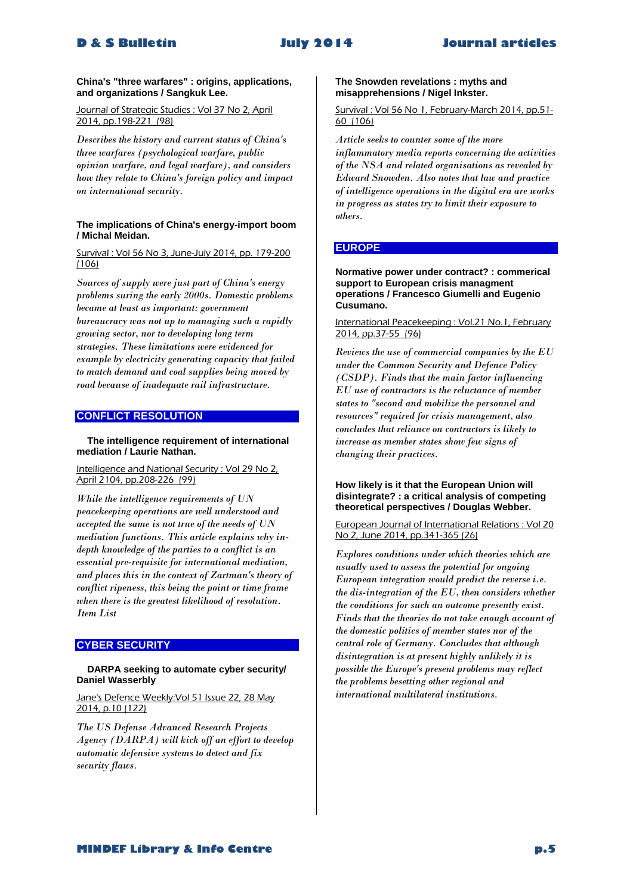**China's "three warfares" : origins, applications, and organizations / Sangkuk Lee.**

Journal of Strategic Studies : Vol 37 No 2, April 2014, pp.198-221 (98)

*Describes the history and current status of China's three warfares (psychological warfare, public opinion warfare, and legal warfare), and considers how they relate to China's foreign policy and impact on international security.*

**The implications of China's energy-import boom / Michal Meidan.**

Survival : Vol 56 No 3, June-July 2014, pp. 179-200 (106)

*Sources of supply were just part of China's energy problems suring the early 2000s. Domestic problems became at least as important: government bureaucracy was not up to managing such a rapidly growing sector, nor to developing long term strategies. These limitations were evidenced for example by electricity generating capacity that failed to match demand and coal supplies being moved by road because of inadequate rail infrastructure.*

## CONFLICT RESOLUTION

**The intelligence requirement of international mediation / Laurie Nathan.**

Intelligence and National Security : Vol 29 No 2, April 2104, pp.208-226 (99)

*While the intelligence requirements of UN peacekeeping operations are well understood and accepted the same is not true of the needs of UN mediation functions. This article explains why in-depth knowledge of the parties to a conflict is an essential pre-requisite for international mediation, and places this in the context of Zartman's theory of conflict ripeness, this being the point or time frame when there is the greatest likelihood of resolution. Item List*

## CYBER SECURITY

**DARPA seeking to automate cyber security/ Daniel Wasserbly**

Jane's Defence Weekly:Vol 51 Issue 22, 28 May 2014, p.10 (122)

*The US Defense Advanced Research Projects Agency (DARPA) will kick off an effort to develop automatic defensive systems to detect and fix security flaws.*

**The Snowden revelations : myths and misapprehensions / Nigel Inkster.**

Survival : Vol 56 No 1, February-March 2014, pp.51-60 (106)

*Article seeks to counter some of the more inflammatory media reports concerning the activities of the NSA and related organisations as revealed by Edward Snowden. Also notes that law and practice of intelligence operations in the digital era are works in progress as states try to limit their exposure to others.*

## EUROPE

**Normative power under contract? : commerical support to European crisis managment operations / Francesco Giumelli and Eugenio Cusumano.**

International Peacekeeping : Vol.21 No.1, February 2014, pp.37-55 (96)

*Reviews the use of commercial companies by the EU under the Common Security and Defence Policy (CSDP). Finds that the main factor influencing EU use of contractors is the reluctance of member states to "second and mobilize the personnel and resources" required for crisis management, also concludes that reliance on contractors is likely to increase as member states show few signs of changing their practices.*

**How likely is it that the European Union will disintegrate? : a critical analysis of competing theoretical perspectives / Douglas Webber.**

European Journal of International Relations : Vol 20 No 2, June 2014, pp.341-365 (26)

*Explores conditions under which theories which are usually used to assess the potential for ongoing European integration would predict the reverse i.e. the dis-integration of the EU, then considers whether the conditions for such an outcome presently exist. Finds that the theories do not take enough account of the domestic politics of member states nor of the central role of Germany. Concludes that although disintegration is at present highly unlikely it is possible the Europe's present problems may reflect the problems besetting other regional and international multilateral institutions.*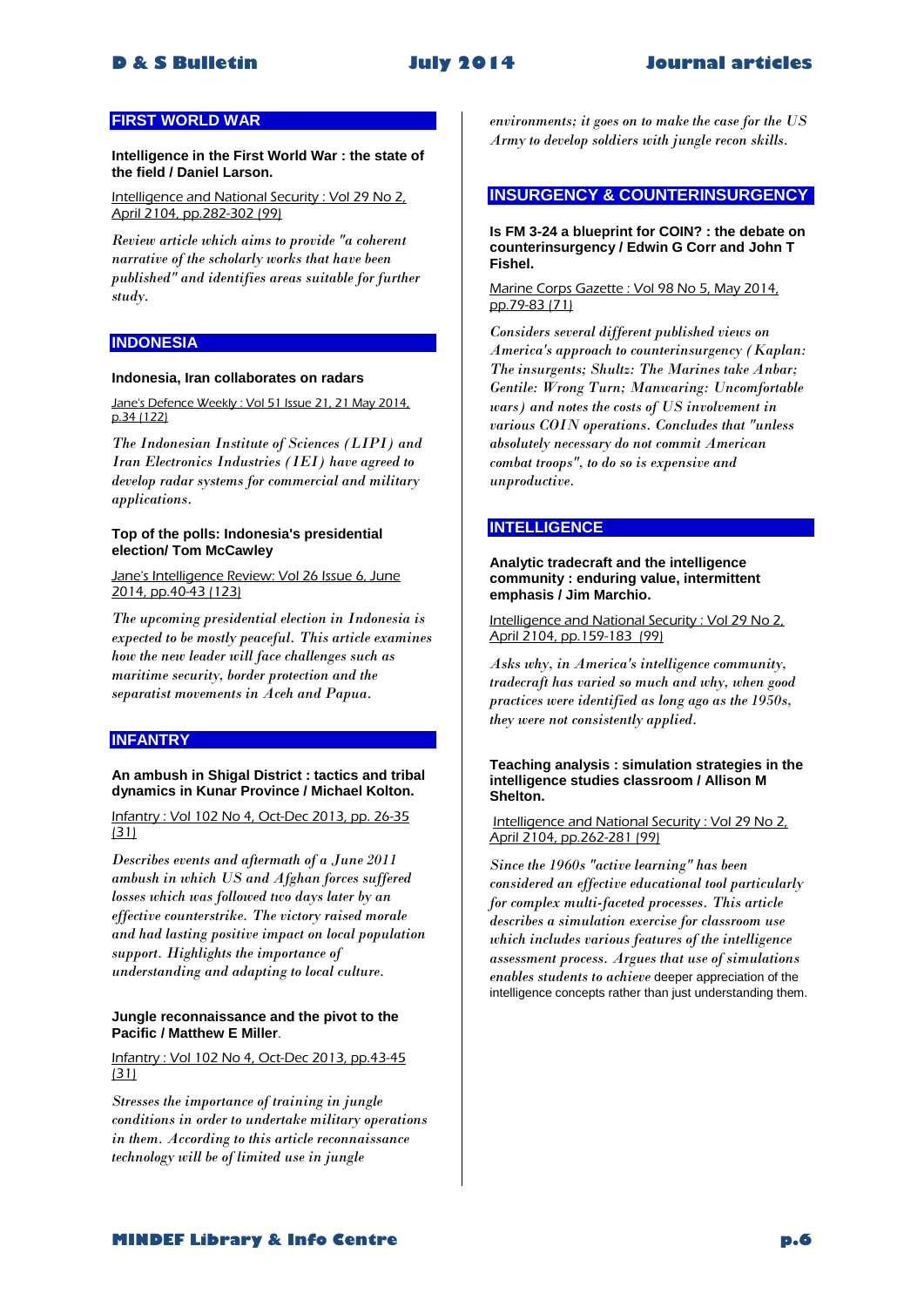## FIRST WORLD WAR

**Intelligence in the First World War : the state of the field / Daniel Larson.**

Intelligence and National Security : Vol 29 No 2, April 2104, pp.282-302 (99)

*Review article which aims to provide "a coherent narrative of the scholarly works that have been published" and identifies areas suitable for further study.*

## INDONESIA

**Indonesia, Iran collaborates on radars**

Jane's Defence Weekly : Vol 51 Issue 21, 21 May 2014, p.34 (122)

*The Indonesian Institute of Sciences (LIPI) and Iran Electronics Industries (IEI) have agreed to develop radar systems for commercial and military applications.*

**Top of the polls: Indonesia's presidential election/ Tom McCawley**

Jane's Intelligence Review: Vol 26 Issue 6, June 2014, pp.40-43 (123)

*The upcoming presidential election in Indonesia is expected to be mostly peaceful. This article examines how the new leader will face challenges such as maritime security, border protection and the separatist movements in Aceh and Papua.*

## INFANTRY

**An ambush in Shigal District : tactics and tribal dynamics in Kunar Province / Michael Kolton.**

Infantry : Vol 102 No 4, Oct-Dec 2013, pp. 26-35 (31)

*Describes events and aftermath of a June 2011 ambush in which US and Afghan forces suffered losses which was followed two days later by an effective counterstrike. The victory raised morale and had lasting positive impact on local population support. Highlights the importance of understanding and adapting to local culture.*

**Jungle reconnaissance and the pivot to the Pacific / Matthew E Miller**.

Infantry : Vol 102 No 4, Oct-Dec 2013, pp.43-45 (31)

*Stresses the importance of training in jungle conditions in order to undertake military operations in them. According to this article reconnaissance technology will be of limited use in jungle environments; it goes on to make the case for the US Army to develop soldiers with jungle recon skills.*

## INSURGENCY & COUNTERINSURGENCY

**Is FM 3-24 a blueprint for COIN? : the debate on counterinsurgency / Edwin G Corr and John T Fishel.**

Marine Corps Gazette : Vol 98 No 5, May 2014, pp.79-83 (71)

*Considers several different published views on America's approach to counterinsurgency (Kaplan: The insurgents; Shultz: The Marines take Anbar; Gentile: Wrong Turn; Manwaring: Uncomfortable wars) and notes the costs of US involvement in various COIN operations. Concludes that "unless absolutely necessary do not commit American combat troops", to do so is expensive and unproductive.*

## INTELLIGENCE

**Analytic tradecraft and the intelligence community : enduring value, intermittent emphasis / Jim Marchio.**

Intelligence and National Security : Vol 29 No 2, April 2104, pp.159-183 (99)

*Asks why, in America's intelligence community, tradecraft has varied so much and why, when good practices were identified as long ago as the 1950s, they were not consistently applied.*

**Teaching analysis : simulation strategies in the intelligence studies classroom / Allison M Shelton.**

Intelligence and National Security : Vol 29 No 2, April 2104, pp.262-281 (99)

*Since the 1960s "active learning" has been considered an effective educational tool particularly for complex multi-faceted processes. This article describes a simulation exercise for classroom use which includes various features of the intelligence assessment process. Argues that use of simulations enables students to achieve* deeper appreciation of the intelligence concepts rather than just understanding them.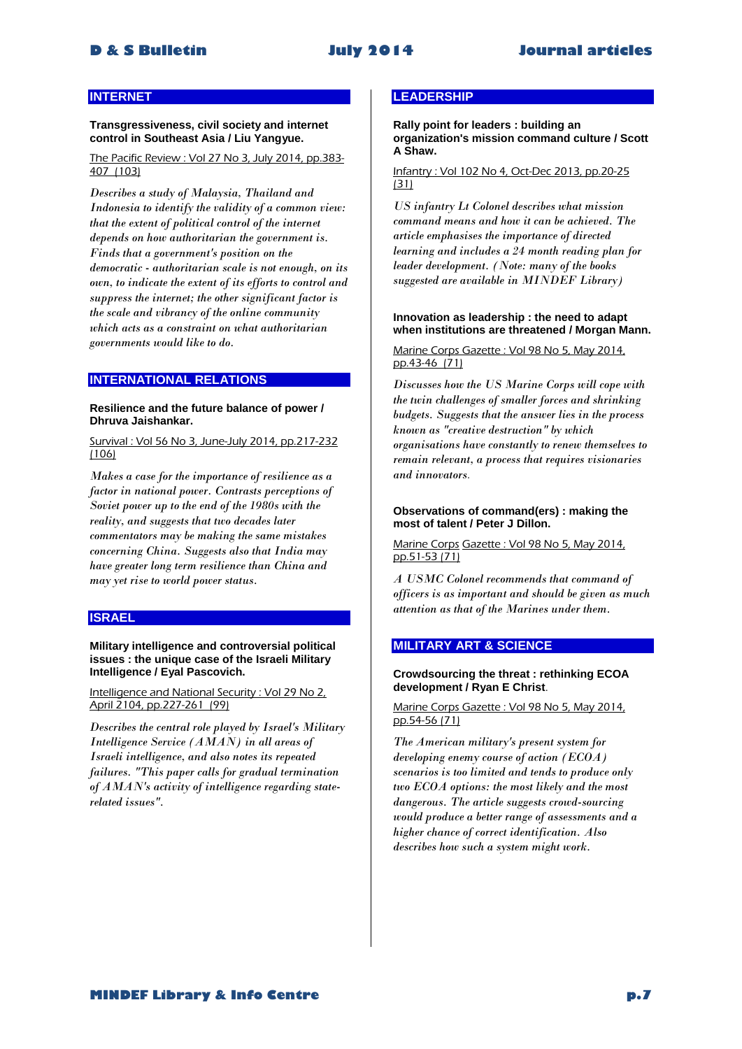## INTERNET

**Transgressiveness, civil society and internet control in Southeast Asia / Liu Yangyue.**

The Pacific Review : Vol 27 No 3, July 2014, pp.383-407 (103)

*Describes a study of Malaysia, Thailand and Indonesia to identify the validity of a common view: that the extent of political control of the internet depends on how authoritarian the government is. Finds that a government's position on the democratic - authoritarian scale is not enough, on its own, to indicate the extent of its efforts to control and suppress the internet; the other significant factor is the scale and vibrancy of the online community which acts as a constraint on what authoritarian governments would like to do.*

## INTERNATIONAL RELATIONS

**Resilience and the future balance of power / Dhruva Jaishankar.**

Survival : Vol 56 No 3, June-July 2014, pp.217-232 (106)

*Makes a case for the importance of resilience as a factor in national power. Contrasts perceptions of Soviet power up to the end of the 1980s with the reality, and suggests that two decades later commentators may be making the same mistakes concerning China. Suggests also that India may have greater long term resilience than China and may yet rise to world power status.*

## ISRAEL

**Military intelligence and controversial political issues : the unique case of the Israeli Military Intelligence / Eyal Pascovich.**

Intelligence and National Security : Vol 29 No 2, April 2104, pp.227-261 (99)

*Describes the central role played by Israel's Military Intelligence Service (AMAN) in all areas of Israeli intelligence, and also notes its repeated failures. "This paper calls for gradual termination of AMAN's activity of intelligence regarding state-related issues".*

## LEADERSHIP

**Rally point for leaders : building an organization's mission command culture / Scott A Shaw.**

Infantry : Vol 102 No 4, Oct-Dec 2013, pp.20-25 (31)

*US infantry Lt Colonel describes what mission command means and how it can be achieved. The article emphasises the importance of directed learning and includes a 24 month reading plan for leader development. (Note: many of the books suggested are available in MINDEF Library)*

**Innovation as leadership : the need to adapt when institutions are threatened / Morgan Mann.**

Marine Corps Gazette : Vol 98 No 5, May 2014, pp.43-46 (71)

*Discusses how the US Marine Corps will cope with the twin challenges of smaller forces and shrinking budgets. Suggests that the answer lies in the process known as "creative destruction" by which organisations have constantly to renew themselves to remain relevant, a process that requires visionaries and innovators.*

**Observations of command(ers) : making the most of talent / Peter J Dillon.**

Marine Corps Gazette : Vol 98 No 5, May 2014, pp.51-53 (71)

*A USMC Colonel recommends that command of officers is as important and should be given as much attention as that of the Marines under them.*

## MILITARY ART & SCIENCE

**Crowdsourcing the threat : rethinking ECOA development / Ryan E Christ.**

Marine Corps Gazette : Vol 98 No 5, May 2014, pp.54-56 (71)

*The American military's present system for developing enemy course of action (ECOA) scenarios is too limited and tends to produce only two ECOA options: the most likely and the most dangerous. The article suggests crowd-sourcing would produce a better range of assessments and a higher chance of correct identification. Also describes how such a system might work.*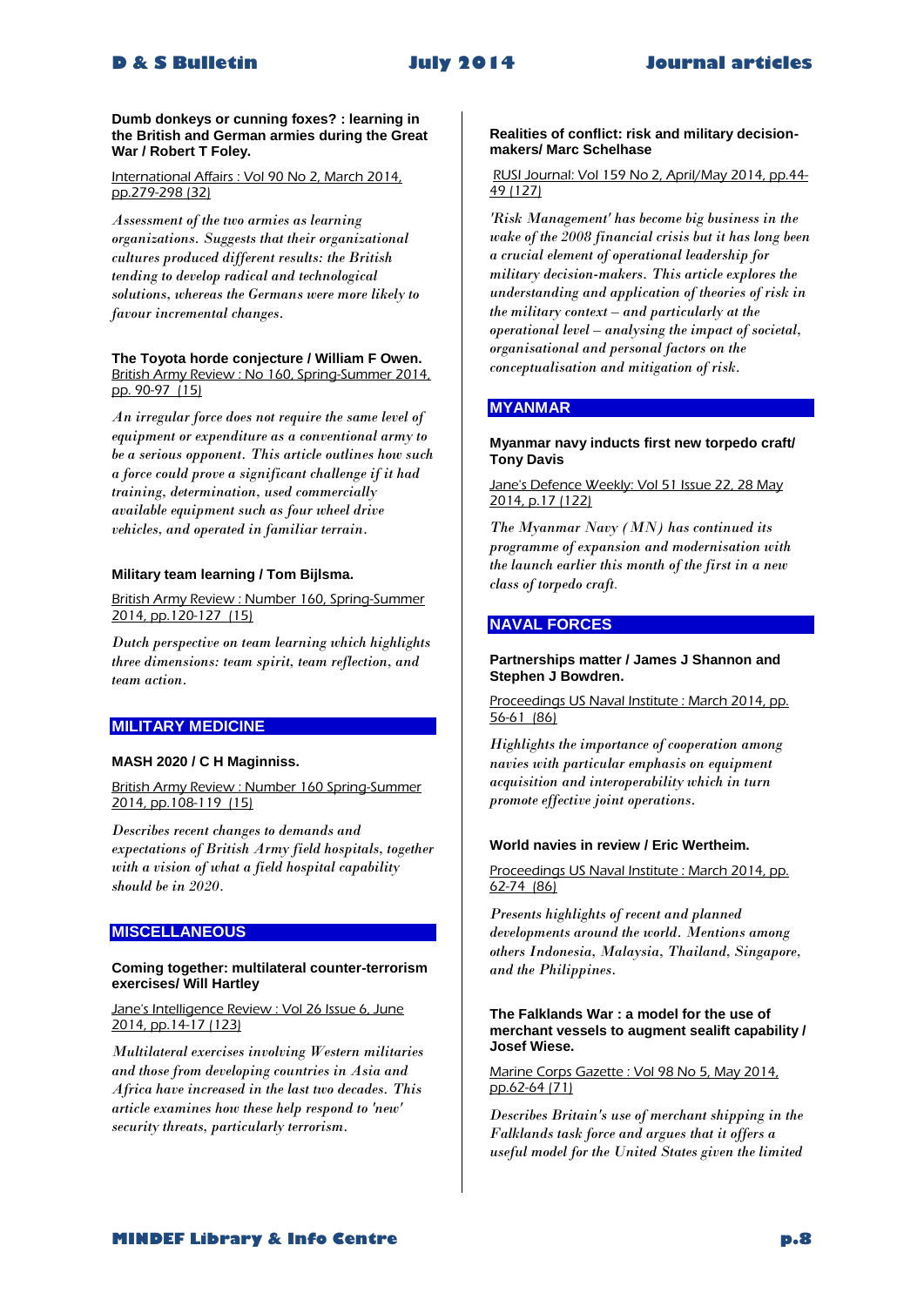**Dumb donkeys or cunning foxes? : learning in the British and German armies during the Great War / Robert T Foley.**

International Affairs : Vol 90 No 2, March 2014, pp.279-298 (32)

*Assessment of the two armies as learning organizations. Suggests that their organizational cultures produced different results: the British tending to develop radical and technological solutions, whereas the Germans were more likely to favour incremental changes.*

**The Toyota horde conjecture / William F Owen.**
British Army Review : No 160, Spring-Summer 2014, pp. 90-97 (15)

*An irregular force does not require the same level of equipment or expenditure as a conventional army to be a serious opponent. This article outlines how such a force could prove a significant challenge if it had training, determination, used commercially available equipment such as four wheel drive vehicles, and operated in familiar terrain.*

**Military team learning / Tom Bijlsma.**

British Army Review : Number 160, Spring-Summer 2014, pp.120-127 (15)

*Dutch perspective on team learning which highlights three dimensions: team spirit, team reflection, and team action.*

## MILITARY MEDICINE

**MASH 2020 / C H Maginniss.**

British Army Review : Number 160 Spring-Summer 2014, pp.108-119 (15)

*Describes recent changes to demands and expectations of British Army field hospitals, together with a vision of what a field hospital capability should be in 2020.*

## MISCELLANEOUS

**Coming together: multilateral counter-terrorism exercises/ Will Hartley**

Jane's Intelligence Review : Vol 26 Issue 6, June 2014, pp.14-17 (123)

*Multilateral exercises involving Western militaries and those from developing countries in Asia and Africa have increased in the last two decades. This article examines how these help respond to 'new' security threats, particularly terrorism.*

**Realities of conflict: risk and military decision-makers/ Marc Schelhase**

RUSI Journal: Vol 159 No 2, April/May 2014, pp.44-49 (127)

*'Risk Management' has become big business in the wake of the 2008 financial crisis but it has long been a crucial element of operational leadership for military decision-makers. This article explores the understanding and application of theories of risk in the military context – and particularly at the operational level – analysing the impact of societal, organisational and personal factors on the conceptualisation and mitigation of risk.*

## MYANMAR

**Myanmar navy inducts first new torpedo craft/ Tony Davis**

Jane's Defence Weekly: Vol 51 Issue 22, 28 May 2014, p.17 (122)

*The Myanmar Navy (MN) has continued its programme of expansion and modernisation with the launch earlier this month of the first in a new class of torpedo craft.*

## NAVAL FORCES

**Partnerships matter / James J Shannon and Stephen J Bowdren.**

Proceedings US Naval Institute : March 2014, pp. 56-61 (86)

*Highlights the importance of cooperation among navies with particular emphasis on equipment acquisition and interoperability which in turn promote effective joint operations.*

**World navies in review / Eric Wertheim.**

Proceedings US Naval Institute : March 2014, pp. 62-74 (86)

*Presents highlights of recent and planned developments around the world. Mentions among others Indonesia, Malaysia, Thailand, Singapore, and the Philippines.*

**The Falklands War : a model for the use of merchant vessels to augment sealift capability / Josef Wiese.**

Marine Corps Gazette : Vol 98 No 5, May 2014, pp.62-64 (71)

*Describes Britain's use of merchant shipping in the Falklands task force and argues that it offers a useful model for the United States given the limited*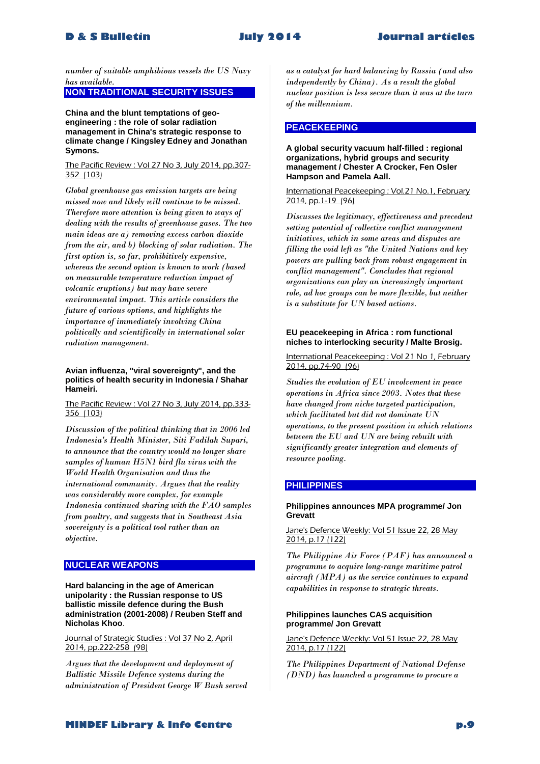*number of suitable amphibious vessels the US Navy has available.*

## NON TRADITIONAL SECURITY ISSUES

**China and the blunt temptations of geo-engineering : the role of solar radiation management in China's strategic response to climate change / Kingsley Edney and Jonathan Symons.**

The Pacific Review : Vol 27 No 3, July 2014, pp.307-352 (103)

*Global greenhouse gas emission targets are being missed now and likely will continue to be missed. Therefore more attention is being given to ways of dealing with the results of greenhouse gases. The two main ideas are a) removing excess carbon dioxide from the air, and b) blocking of solar radiation. The first option is, so far, prohibitively expensive, whereas the second option is known to work (based on measurable temperature reduction impact of volcanic eruptions) but may have severe environmental impact. This article considers the future of various options, and highlights the importance of immediately involving China politically and scientifically in international solar radiation management.*

**Avian influenza, "viral sovereignty", and the politics of health security in Indonesia / Shahar Hameiri.**

The Pacific Review : Vol 27 No 3, July 2014, pp.333-356 (103)

*Discussion of the political thinking that in 2006 led Indonesia's Health Minister, Siti Fadilah Supari, to announce that the country would no longer share samples of human H5N1 bird flu virus with the World Health Organisation and thus the international community. Argues that the reality was considerably more complex, for example Indonesia continued sharing with the FAO samples from poultry, and suggests that in Southeast Asia sovereignty is a political tool rather than an objective.*

## NUCLEAR WEAPONS

**Hard balancing in the age of American unipolarity : the Russian response to US ballistic missile defence during the Bush administration (2001-2008) / Reuben Steff and Nicholas Khoo**.

Journal of Strategic Studies : Vol 37 No 2, April 2014, pp.222-258 (98)

*Argues that the development and deployment of Ballistic Missile Defence systems during the administration of President George W Bush served as a catalyst for hard balancing by Russia (and also independently by China). As a result the global nuclear position is less secure than it was at the turn of the millennium.*

## PEACEKEEPING

**A global security vacuum half-filled : regional organizations, hybrid groups and security management / Chester A Crocker, Fen Osler Hampson and Pamela Aall.**

International Peacekeeping : Vol.21 No.1, February 2014, pp.1-19 (96)

*Discusses the legitimacy, effectiveness and precedent setting potential of collective conflict management initiatives, which in some areas and disputes are filling the void left as "the United Nations and key powers are pulling back from robust engagement in conflict management". Concludes that regional organizations can play an increasingly important role, ad hoc groups can be more flexible, but neither is a substitute for UN based actions.*

**EU peacekeeping in Africa : rom functional niches to interlocking security / Malte Brosig.**

International Peacekeeping : Vol 21 No 1, February 2014, pp.74-90 (96)

*Studies the evolution of EU involvement in peace operations in Africa since 2003. Notes that these have changed from niche targeted participation, which facilitated but did not dominate UN operations, to the present position in which relations between the EU and UN are being rebuilt with significantly greater integration and elements of resource pooling.*

## PHILIPPINES

**Philippines announces MPA programme/ Jon Grevatt**

Jane's Defence Weekly: Vol 51 Issue 22, 28 May 2014, p.17 (122)

*The Philippine Air Force (PAF) has announced a programme to acquire long-range maritime patrol aircraft (MPA) as the service continues to expand capabilities in response to strategic threats.*

**Philippines launches CAS acquisition programme/ Jon Grevatt**

Jane's Defence Weekly: Vol 51 Issue 22, 28 May 2014, p.17 (122)

*The Philippines Department of National Defense (DND) has launched a programme to procure a*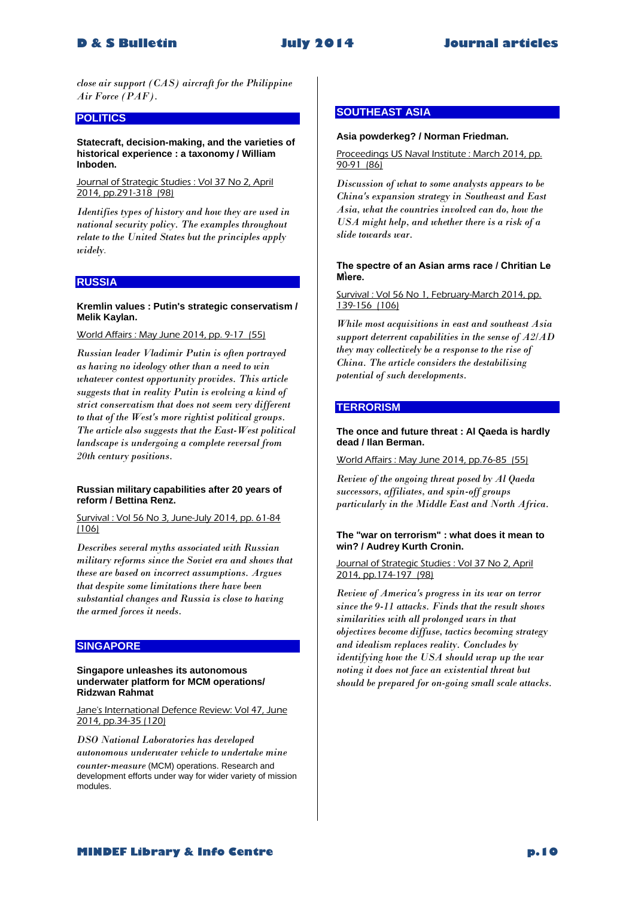*close air support (CAS) aircraft for the Philippine Air Force (PAF).*

## POLITICS

**Statecraft, decision-making, and the varieties of historical experience : a taxonomy / William Inboden.**

Journal of Strategic Studies : Vol 37 No 2, April 2014, pp.291-318 (98)

*Identifies types of history and how they are used in national security policy. The examples throughout relate to the United States but the principles apply widely.*

## RUSSIA

**Kremlin values : Putin's strategic conservatism / Melik Kaylan.**

World Affairs : May June 2014, pp. 9-17 (55)

*Russian leader Vladimir Putin is often portrayed as having no ideology other than a need to win whatever contest opportunity provides. This article suggests that in reality Putin is evolving a kind of strict conservatism that does not seem very different to that of the West's more rightist political groups. The article also suggests that the East-West political landscape is undergoing a complete reversal from 20th century positions.*

**Russian military capabilities after 20 years of reform / Bettina Renz.**

Survival : Vol 56 No 3, June-July 2014, pp. 61-84 (106)

*Describes several myths associated with Russian military reforms since the Soviet era and shows that these are based on incorrect assumptions. Argues that despite some limitations there have been substantial changes and Russia is close to having the armed forces it needs.*

## SINGAPORE

**Singapore unleashes its autonomous underwater platform for MCM operations/ Ridzwan Rahmat**

Jane's International Defence Review: Vol 47, June 2014, pp.34-35 (120)

*DSO National Laboratories has developed autonomous underwater vehicle to undertake mine counter-measure* (MCM) operations. Research and development efforts under way for wider variety of mission modules.

## SOUTHEAST ASIA

**Asia powderkeg? / Norman Friedman.**

Proceedings US Naval Institute : March 2014, pp. 90-91 (86)

*Discussion of what to some analysts appears to be China's expansion strategy in Southeast and East Asia, what the countries involved can do, how the USA might help, and whether there is a risk of a slide towards war.*

**The spectre of an Asian arms race / Chritian Le Mière.**

Survival : Vol 56 No 1, February-March 2014, pp. 139-156 (106)

*While most acquisitions in east and southeast Asia support deterrent capabilities in the sense of A2/AD they may collectively be a response to the rise of China. The article considers the destabilising potential of such developments.*

## TERRORISM

**The once and future threat : Al Qaeda is hardly dead / Ilan Berman.**

World Affairs : May June 2014, pp.76-85 (55)

*Review of the ongoing threat posed by Al Qaeda successors, affiliates, and spin-off groups particularly in the Middle East and North Africa.*

**The "war on terrorism" : what does it mean to win? / Audrey Kurth Cronin.**

Journal of Strategic Studies : Vol 37 No 2, April 2014, pp.174-197 (98)

*Review of America's progress in its war on terror since the 9-11 attacks. Finds that the result shows similarities with all prolonged wars in that objectives become diffuse, tactics becoming strategy and idealism replaces reality. Concludes by identifying how the USA should wrap up the war noting it does not face an existential threat but should be prepared for on-going small scale attacks.*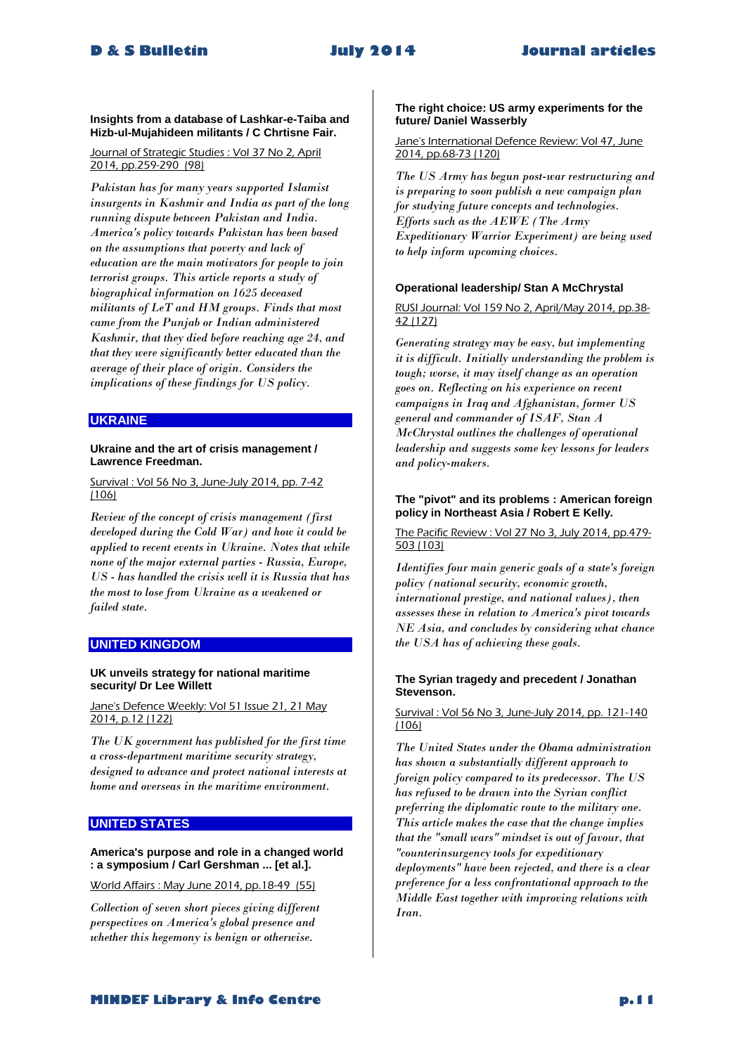**Insights from a database of Lashkar-e-Taiba and Hizb-ul-Mujahideen militants / C Chrtisne Fair.**

Journal of Strategic Studies : Vol 37 No 2, April 2014, pp.259-290 (98)

*Pakistan has for many years supported Islamist insurgents in Kashmir and India as part of the long running dispute between Pakistan and India. America's policy towards Pakistan has been based on the assumptions that poverty and lack of education are the main motivators for people to join terrorist groups. This article reports a study of biographical information on 1625 deceased militants of LeT and HM groups. Finds that most came from the Punjab or Indian administered Kashmir, that they died before reaching age 24, and that they were significantly better educated than the average of their place of origin. Considers the implications of these findings for US policy.*

## UKRAINE

**Ukraine and the art of crisis management / Lawrence Freedman.**

Survival : Vol 56 No 3, June-July 2014, pp. 7-42 (106)

*Review of the concept of crisis management (first developed during the Cold War) and how it could be applied to recent events in Ukraine. Notes that while none of the major external parties - Russia, Europe, US - has handled the crisis well it is Russia that has the most to lose from Ukraine as a weakened or failed state.*

## UNITED KINGDOM

**UK unveils strategy for national maritime security/ Dr Lee Willett**

Jane's Defence Weekly: Vol 51 Issue 21, 21 May 2014, p.12 (122)

*The UK government has published for the first time a cross-department maritime security strategy, designed to advance and protect national interests at home and overseas in the maritime environment.*

## UNITED STATES

**America's purpose and role in a changed world : a symposium / Carl Gershman ... [et al.].**

World Affairs : May June 2014, pp.18-49 (55)

*Collection of seven short pieces giving different perspectives on America's global presence and whether this hegemony is benign or otherwise.*

**The right choice: US army experiments for the future/ Daniel Wasserbly**

Jane's International Defence Review: Vol 47, June 2014, pp.68-73 (120)

*The US Army has begun post-war restructuring and is preparing to soon publish a new campaign plan for studying future concepts and technologies. Efforts such as the AEWE (The Army Expeditionary Warrior Experiment) are being used to help inform upcoming choices.*

**Operational leadership/ Stan A McChrystal**

RUSI Journal: Vol 159 No 2, April/May 2014, pp.38-42 (127)

*Generating strategy may be easy, but implementing it is difficult. Initially understanding the problem is tough; worse, it may itself change as an operation goes on. Reflecting on his experience on recent campaigns in Iraq and Afghanistan, former US general and commander of ISAF, Stan A McChrystal outlines the challenges of operational leadership and suggests some key lessons for leaders and policy-makers.*

**The "pivot" and its problems : American foreign policy in Northeast Asia / Robert E Kelly.**

The Pacific Review : Vol 27 No 3, July 2014, pp.479-503 (103)

*Identifies four main generic goals of a state's foreign policy (national security, economic growth, international prestige, and national values), then assesses these in relation to America's pivot towards NE Asia, and concludes by considering what chance the USA has of achieving these goals.*

**The Syrian tragedy and precedent / Jonathan Stevenson.**

Survival : Vol 56 No 3, June-July 2014, pp. 121-140 (106)

*The United States under the Obama administration has shown a substantially different approach to foreign policy compared to its predecessor. The US has refused to be drawn into the Syrian conflict preferring the diplomatic route to the military one. This article makes the case that the change implies that the "small wars" mindset is out of favour, that "counterinsurgency tools for expeditionary deployments" have been rejected, and there is a clear preference for a less confrontational approach to the Middle East together with improving relations with Iran.*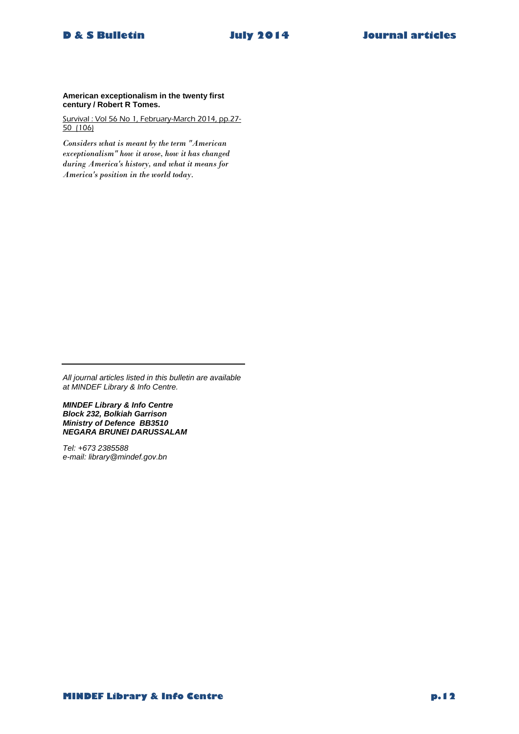**American exceptionalism in the twenty first century / Robert R Tomes.**

Survival : Vol 56 No 1, February-March 2014, pp.27-50 (106)

*Considers what is meant by the term "American exceptionalism" how it arose, how it has changed during America's history, and what it means for America's position in the world today.*

---

*All journal articles listed in this bulletin are available at MINDEF Library & Info Centre.*

***MINDEF Library & Info Centre***
***Block 232, Bolkiah Garrison***
***Ministry of Defence BB3510***
***NEGARA BRUNEI DARUSSALAM***

*Tel: +673 2385588*
*e-mail: library@mindef.gov.bn*